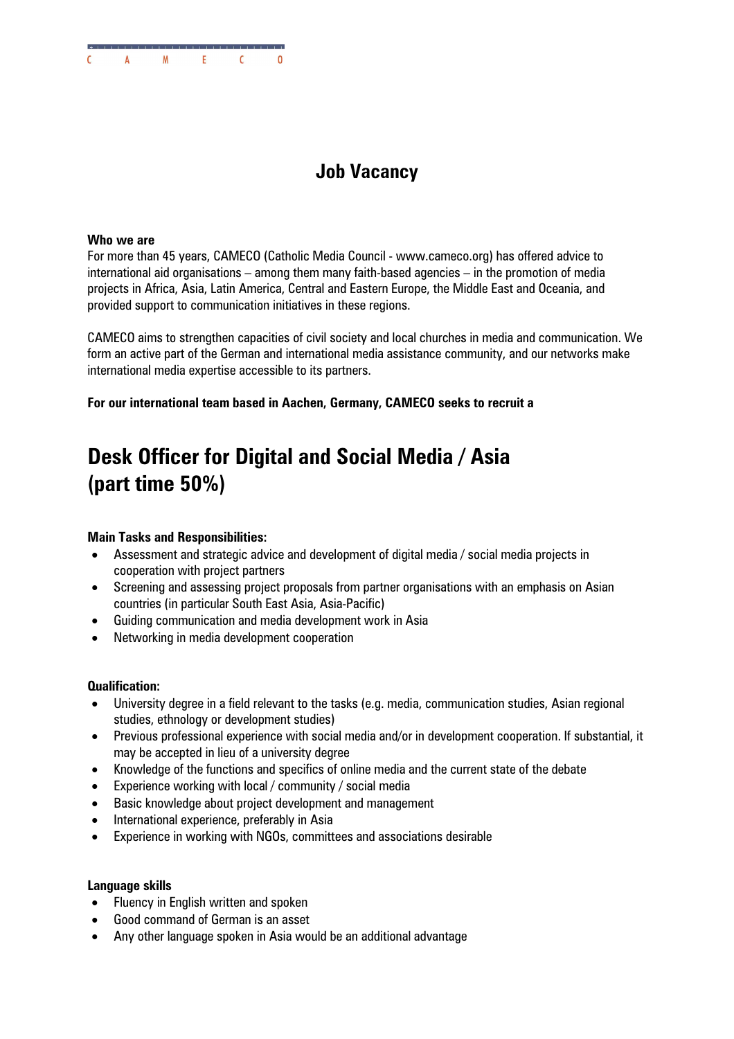C A M E C O

# Job Vacancy

**Who we are**

For more than 45 years, CAMECO (Catholic Media Council - www.cameco.org) has offered advice to international aid organisations – among them many faith-based agencies – in the promotion of media projects in Africa, Asia, Latin America, Central and Eastern Europe, the Middle East and Oceania, and provided support to communication initiatives in these regions.

CAMECO aims to strengthen capacities of civil society and local churches in media and communication. We form an active part of the German and international media assistance community, and our networks make international media expertise accessible to its partners.

**For our international team based in Aachen, Germany, CAMECO seeks to recruit a**

## Desk Officer for Digital and Social Media / Asia (part time 50%)

**Main Tasks and Responsibilities:**

- Assessment and strategic advice and development of digital media / social media projects in cooperation with project partners
- Screening and assessing project proposals from partner organisations with an emphasis on Asian countries (in particular South East Asia, Asia-Pacific)
- Guiding communication and media development work in Asia
- Networking in media development cooperation

**Qualification:**

- University degree in a field relevant to the tasks (e.g. media, communication studies, Asian regional studies, ethnology or development studies)
- Previous professional experience with social media and/or in development cooperation. If substantial, it may be accepted in lieu of a university degree
- Knowledge of the functions and specifics of online media and the current state of the debate
- Experience working with local / community / social media
- Basic knowledge about project development and management
- International experience, preferably in Asia
- Experience in working with NGOs, committees and associations desirable

**Language skills**

- Fluency in English written and spoken
- Good command of German is an asset
- Any other language spoken in Asia would be an additional advantage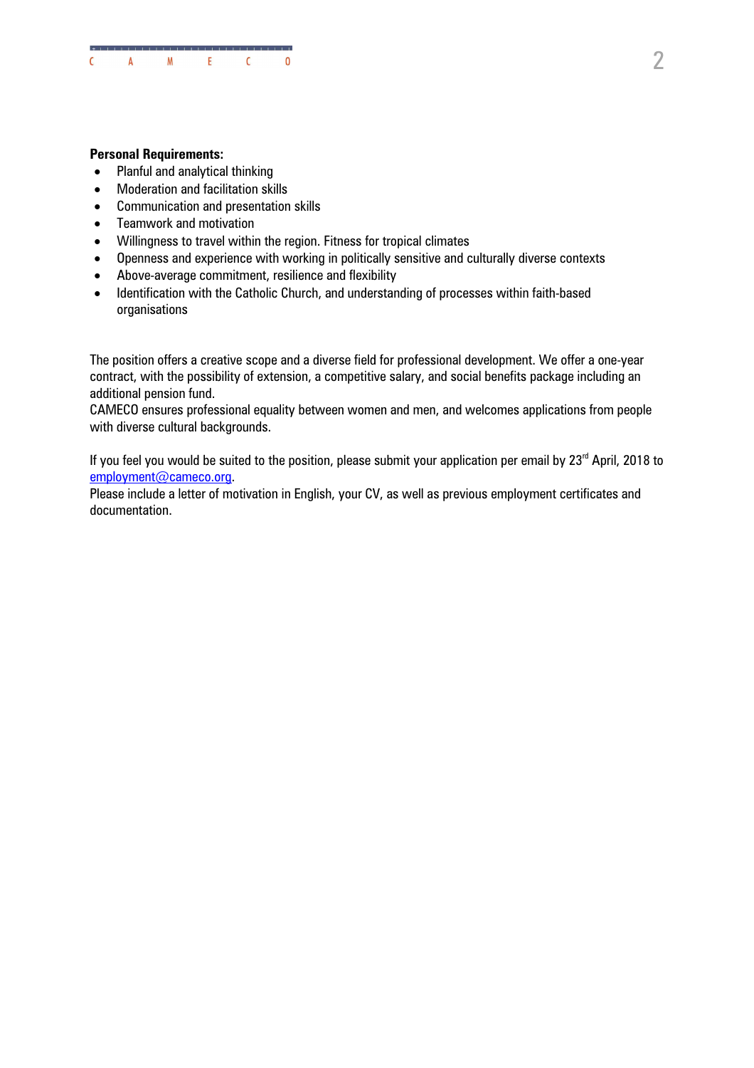**Personal Requirements:**

- Planful and analytical thinking
- Moderation and facilitation skills
- Communication and presentation skills
- Teamwork and motivation
- Willingness to travel within the region. Fitness for tropical climates
- Openness and experience with working in politically sensitive and culturally diverse contexts
- Above-average commitment, resilience and flexibility
- Identification with the Catholic Church, and understanding of processes within faith-based organisations

The position offers a creative scope and a diverse field for professional development. We offer a one-year contract, with the possibility of extension, a competitive salary, and social benefits package including an additional pension fund.
CAMECO ensures professional equality between women and men, and welcomes applications from people with diverse cultural backgrounds.

If you feel you would be suited to the position, please submit your application per email by 23rd April, 2018 to employment@cameco.org.
Please include a letter of motivation in English, your CV, as well as previous employment certificates and documentation.